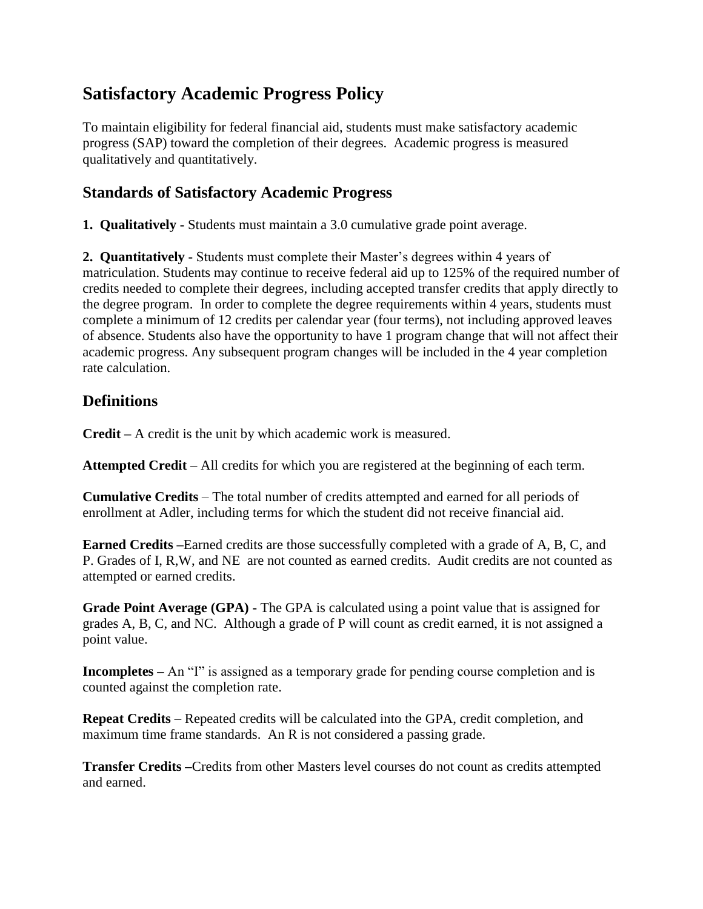# Satisfactory Academic Progress Policy

To maintain eligibility for federal financial aid, students must make satisfactory academic progress (SAP) toward the completion of their degrees. Academic progress is measured qualitatively and quantitatively.

## Standards of Satisfactory Academic Progress

**1. Qualitatively -** Students must maintain a 3.0 cumulative grade point average.

**2. Quantitatively -** Students must complete their Master's degrees within 4 years of matriculation. Students may continue to receive federal aid up to 125% of the required number of credits needed to complete their degrees, including accepted transfer credits that apply directly to the degree program. In order to complete the degree requirements within 4 years, students must complete a minimum of 12 credits per calendar year (four terms), not including approved leaves of absence. Students also have the opportunity to have 1 program change that will not affect their academic progress. Any subsequent program changes will be included in the 4 year completion rate calculation.

## Definitions

**Credit –** A credit is the unit by which academic work is measured.

**Attempted Credit** – All credits for which you are registered at the beginning of each term.

**Cumulative Credits** – The total number of credits attempted and earned for all periods of enrollment at Adler, including terms for which the student did not receive financial aid.

**Earned Credits –**Earned credits are those successfully completed with a grade of A, B, C, and P. Grades of I, R,W, and NE are not counted as earned credits. Audit credits are not counted as attempted or earned credits.

**Grade Point Average (GPA) -** The GPA is calculated using a point value that is assigned for grades A, B, C, and NC. Although a grade of P will count as credit earned, it is not assigned a point value.

**Incompletes –** An "I" is assigned as a temporary grade for pending course completion and is counted against the completion rate.

**Repeat Credits** – Repeated credits will be calculated into the GPA, credit completion, and maximum time frame standards. An R is not considered a passing grade.

**Transfer Credits –**Credits from other Masters level courses do not count as credits attempted and earned.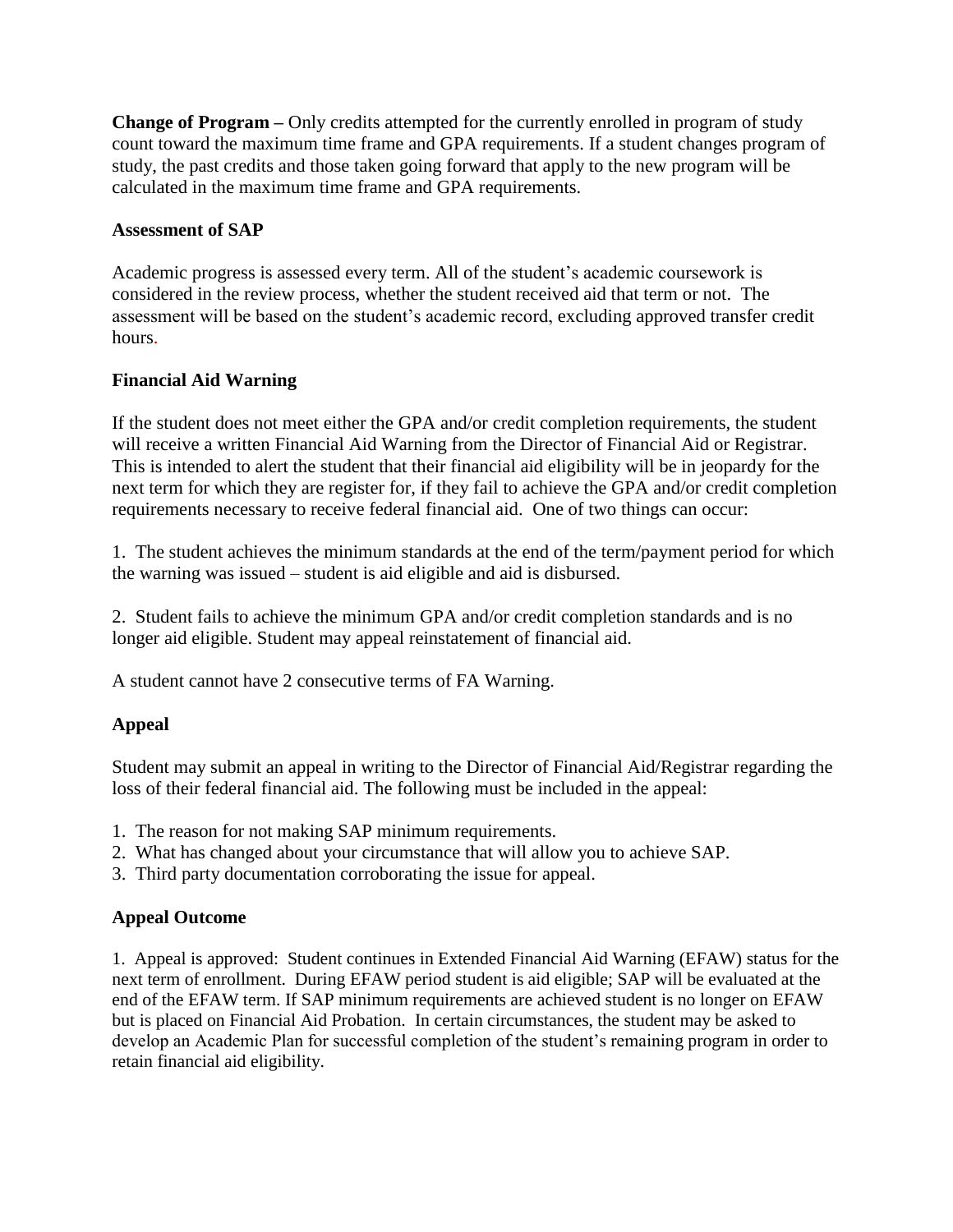**Change of Program –** Only credits attempted for the currently enrolled in program of study count toward the maximum time frame and GPA requirements. If a student changes program of study, the past credits and those taken going forward that apply to the new program will be calculated in the maximum time frame and GPA requirements.

**Assessment of SAP**

Academic progress is assessed every term. All of the student's academic coursework is considered in the review process, whether the student received aid that term or not. The assessment will be based on the student's academic record, excluding approved transfer credit hours.

**Financial Aid Warning**

If the student does not meet either the GPA and/or credit completion requirements, the student will receive a written Financial Aid Warning from the Director of Financial Aid or Registrar. This is intended to alert the student that their financial aid eligibility will be in jeopardy for the next term for which they are register for, if they fail to achieve the GPA and/or credit completion requirements necessary to receive federal financial aid. One of two things can occur:

1. The student achieves the minimum standards at the end of the term/payment period for which the warning was issued – student is aid eligible and aid is disbursed.

2. Student fails to achieve the minimum GPA and/or credit completion standards and is no longer aid eligible. Student may appeal reinstatement of financial aid.

A student cannot have 2 consecutive terms of FA Warning.

**Appeal**

Student may submit an appeal in writing to the Director of Financial Aid/Registrar regarding the loss of their federal financial aid. The following must be included in the appeal:

1. The reason for not making SAP minimum requirements.
2. What has changed about your circumstance that will allow you to achieve SAP.
3. Third party documentation corroborating the issue for appeal.

**Appeal Outcome**

1. Appeal is approved: Student continues in Extended Financial Aid Warning (EFAW) status for the next term of enrollment. During EFAW period student is aid eligible; SAP will be evaluated at the end of the EFAW term. If SAP minimum requirements are achieved student is no longer on EFAW but is placed on Financial Aid Probation. In certain circumstances, the student may be asked to develop an Academic Plan for successful completion of the student's remaining program in order to retain financial aid eligibility.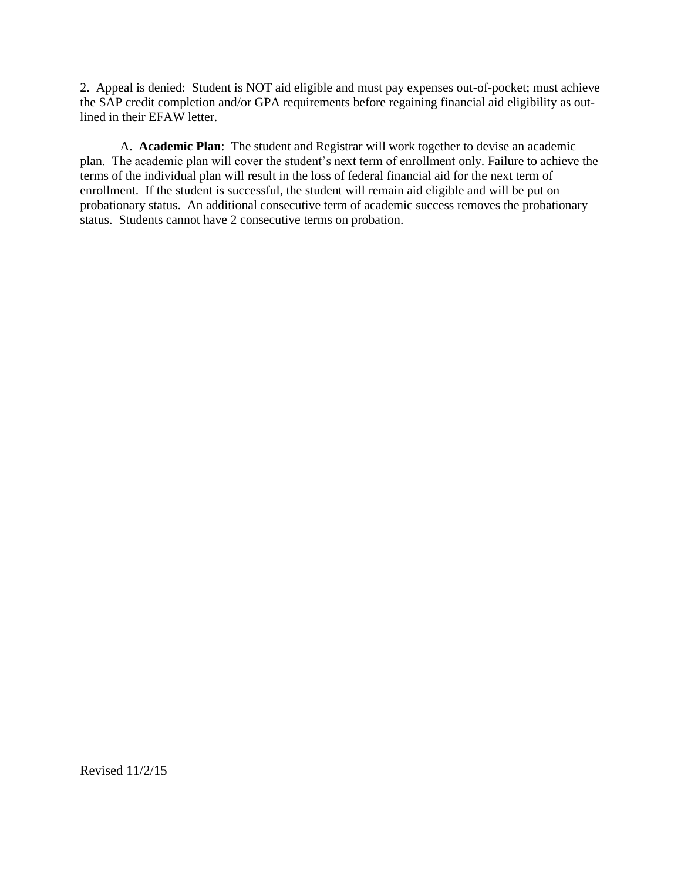2. Appeal is denied: Student is NOT aid eligible and must pay expenses out-of-pocket; must achieve the SAP credit completion and/or GPA requirements before regaining financial aid eligibility as out-lined in their EFAW letter.

A. **Academic Plan**: The student and Registrar will work together to devise an academic plan. The academic plan will cover the student's next term of enrollment only. Failure to achieve the terms of the individual plan will result in the loss of federal financial aid for the next term of enrollment. If the student is successful, the student will remain aid eligible and will be put on probationary status. An additional consecutive term of academic success removes the probationary status. Students cannot have 2 consecutive terms on probation.

Revised 11/2/15